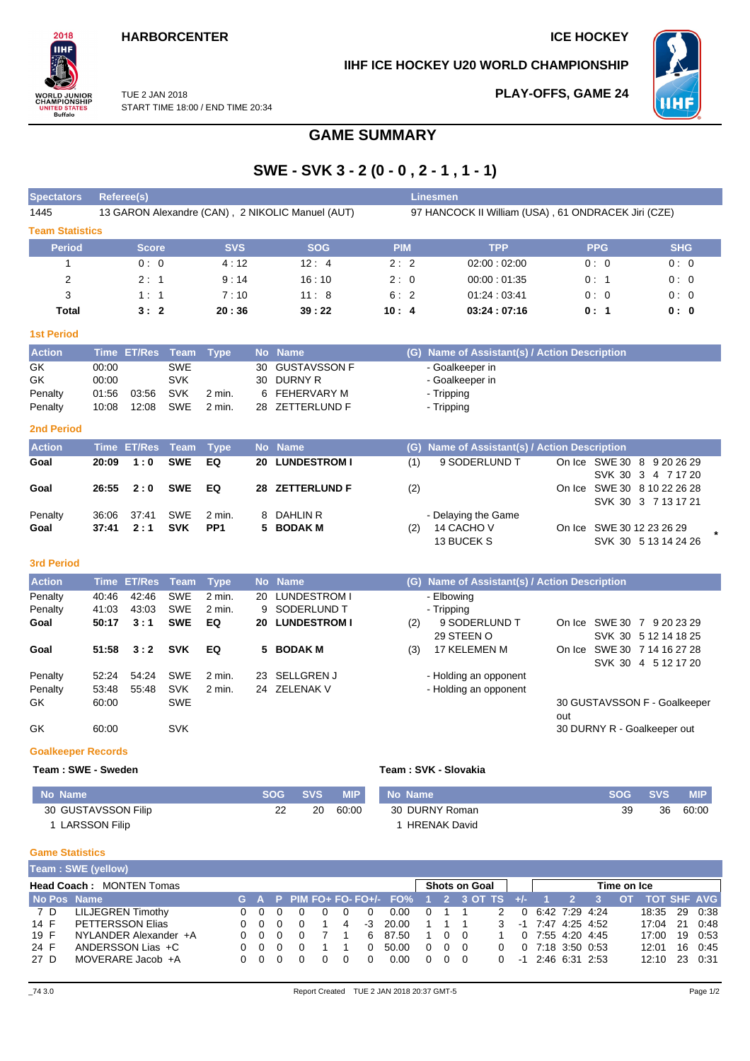HARBORCENTER

ICE HOCKEY

IIHF ICE HOCKEY U20 WORLD CHAMPIONSHIP

TUE 2 JAN 2018
START TIME 18:00 / END TIME 20:34

PLAY-OFFS, GAME 24

# GAME SUMMARY

## SWE - SVK 3 - 2 (0 - 0 , 2 - 1 , 1 - 1)

| Spectators | Referee(s) | Linesmen |
|---|---|---|
| 1445 | 13 GARON Alexandre (CAN) , 2 NIKOLIC Manuel (AUT) | 97 HANCOCK II William (USA) , 61 ONDRACEK Jiri (CZE) |

### Team Statistics

| Period | Score | SVS | SOG | PIM | TPP | PPG | SHG |
|---|---|---|---|---|---|---|---|
| 1 | 0 : 0 | 4 : 12 | 12 : 4 | 2 : 2 | 02:00 : 02:00 | 0 : 0 | 0 : 0 |
| 2 | 2 : 1 | 9 : 14 | 16 : 10 | 2 : 0 | 00:00 : 01:35 | 0 : 1 | 0 : 0 |
| 3 | 1 : 1 | 7 : 10 | 11 : 8 | 6 : 2 | 01:24 : 03:41 | 0 : 0 | 0 : 0 |
| **Total** | **3 : 2** | **20 : 36** | **39 : 22** | **10 : 4** | **03:24 : 07:16** | **0 : 1** | **0 : 0** |

### 1st Period

| Action | Time | ET/Res | Team | Type | No | Name | (G) | Name of Assistant(s) / Action Description |
|---|---|---|---|---|---|---|---|---|
| GK | 00:00 | | SWE | | 30 | GUSTAVSSON F | | - Goalkeeper in |
| GK | 00:00 | | SVK | | 30 | DURNY R | | - Goalkeeper in |
| Penalty | 01:56 | 03:56 | SVK | 2 min. | 6 | FEHERVARY M | | - Tripping |
| Penalty | 10:08 | 12:08 | SWE | 2 min. | 28 | ZETTERLUND F | | - Tripping |

### 2nd Period

| Action | Time | ET/Res | Team | Type | No | Name | (G) | Name of Assistant(s) / Action Description | On Ice |
|---|---|---|---|---|---|---|---|---|---|
| **Goal** | **20:09** | **1 : 0** | **SWE** | **EQ** | **20** | **LUNDESTROM I** | (1) | 9 SODERLUND T | On Ice SWE 30 8 9 20 26 29 / SVK 30 3 4 7 17 20 |
| **Goal** | **26:55** | **2 : 0** | **SWE** | **EQ** | **28** | **ZETTERLUND F** | (2) | | On Ice SWE 30 8 10 22 26 28 / SVK 30 3 7 13 17 21 |
| Penalty | 36:06 | 37:41 | SWE | 2 min. | 8 | DAHLIN R | | - Delaying the Game | |
| **Goal** | **37:41** | **2 : 1** | **SVK** | **PP1** | **5** | **BODAK M** | (2) | 14 CACHO V, 13 BUCEK S | On Ice SWE 30 12 23 26 29 / SVK 30 5 13 14 24 26 * |

### 3rd Period

| Action | Time | ET/Res | Team | Type | No | Name | (G) | Name of Assistant(s) / Action Description | On Ice |
|---|---|---|---|---|---|---|---|---|---|
| Penalty | 40:46 | 42:46 | SWE | 2 min. | 20 | LUNDESTROM I | | - Elbowing | |
| Penalty | 41:03 | 43:03 | SWE | 2 min. | 9 | SODERLUND T | | - Tripping | |
| **Goal** | **50:17** | **3 : 1** | **SWE** | **EQ** | **20** | **LUNDESTROM I** | (2) | 9 SODERLUND T, 29 STEEN O | On Ice SWE 30 7 9 20 23 29 / SVK 30 5 12 14 18 25 |
| **Goal** | **51:58** | **3 : 2** | **SVK** | **EQ** | **5** | **BODAK M** | (3) | 17 KELEMEN M | On Ice SWE 30 7 14 16 27 28 / SVK 30 4 5 12 17 20 |
| Penalty | 52:24 | 54:24 | SWE | 2 min. | 23 | SELLGREN J | | - Holding an opponent | |
| Penalty | 53:48 | 55:48 | SVK | 2 min. | 24 | ZELENAK V | | - Holding an opponent | |
| GK | 60:00 | | SWE | | | | | | 30 GUSTAVSSON F - Goalkeeper out |
| GK | 60:00 | | SVK | | | | | | 30 DURNY R - Goalkeeper out |

### Goalkeeper Records

**Team : SWE - Sweden**

| No | Name | SOG | SVS | MIP |
|---|---|---|---|---|
| 30 | GUSTAVSSON Filip | 22 | 20 | 60:00 |
| 1 | LARSSON Filip | | | |

**Team : SVK - Slovakia**

| No | Name | SOG | SVS | MIP |
|---|---|---|---|---|
| 30 | DURNY Roman | 39 | 36 | 60:00 |
| 1 | HRENAK David | | | |

### Game Statistics

**Team : SWE (yellow)**

**Head Coach :** MONTEN Tomas

| No | Pos | Name | G | A | P | PIM | FO+ | FO- | FO+/- | FO% | SOG 1 | SOG 2 | SOG 3 | SOG OT | SOG TS | +/- | TOI 1 | TOI 2 | TOI 3 | TOI OT | TOT | SHF | AVG |
|---|---|---|---|---|---|---|---|---|---|---|---|---|---|---|---|---|---|---|---|---|---|---|---|
| 7 | D | LILJEGREN Timothy | 0 | 0 | 0 | 0 | 0 | 0 | 0 | 0.00 | 0 | 1 | 1 | | 2 | 0 | 6:42 | 7:29 | 4:24 | | 18:35 | 29 | 0:38 |
| 14 | F | PETTERSSON Elias | 0 | 0 | 0 | 0 | 1 | 4 | -3 | 20.00 | 1 | 1 | 1 | | 3 | -1 | 7:47 | 4:25 | 4:52 | | 17:04 | 21 | 0:48 |
| 19 | F | NYLANDER Alexander +A | 0 | 0 | 0 | 0 | 7 | 1 | 6 | 87.50 | 1 | 0 | 0 | | 1 | 0 | 7:55 | 4:20 | 4:45 | | 17:00 | 19 | 0:53 |
| 24 | F | ANDERSSON Lias +C | 0 | 0 | 0 | 0 | 1 | 1 | 0 | 50.00 | 0 | 0 | 0 | | 0 | 0 | 7:18 | 3:50 | 0:53 | | 12:01 | 16 | 0:45 |
| 27 | D | MOVERARE Jacob +A | 0 | 0 | 0 | 0 | 0 | 0 | 0 | 0.00 | 0 | 0 | 0 | | 0 | -1 | 2:46 | 6:31 | 2:53 | | 12:10 | 23 | 0:31 |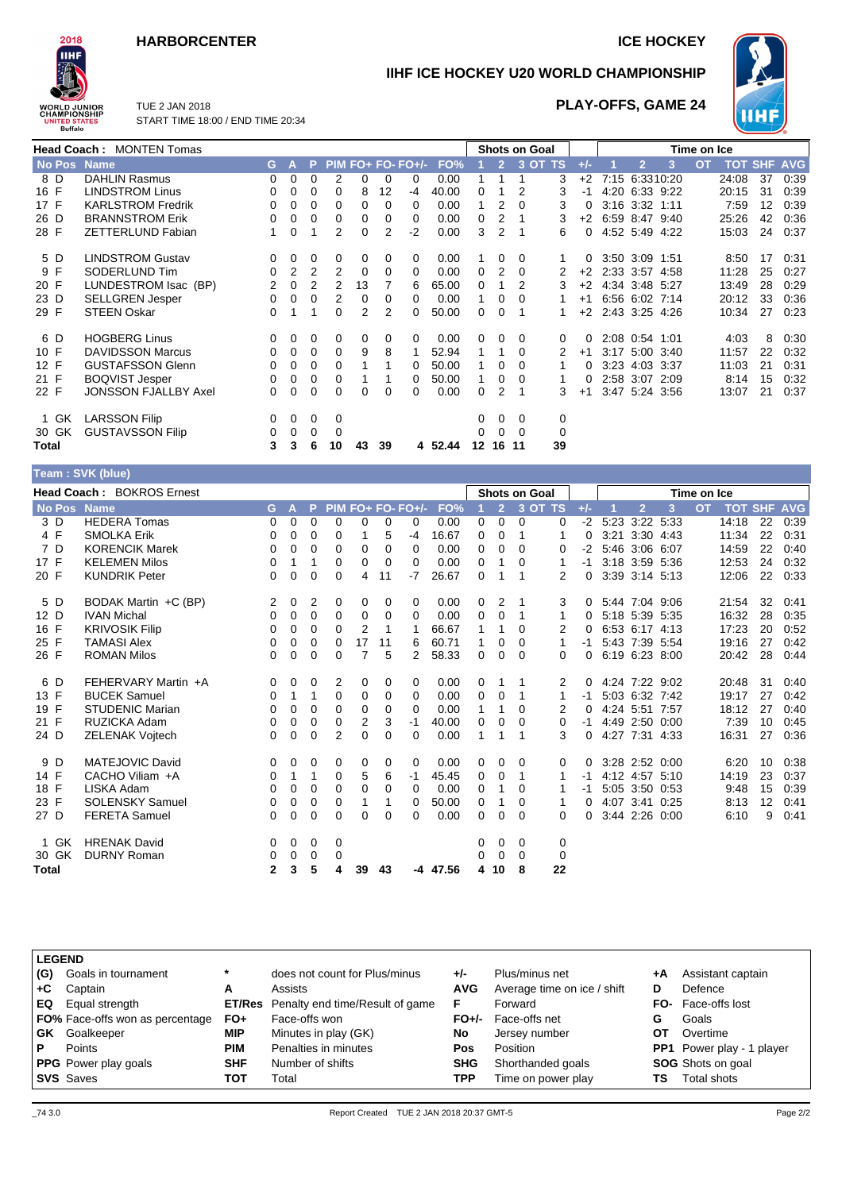# HARBORCENTER

ICE HOCKEY

## IIHF ICE HOCKEY U20 WORLD CHAMPIONSHIP

TUE 2 JAN 2018
START TIME 18:00 / END TIME 20:34

**PLAY-OFFS, GAME 24**

**Head Coach : MONTEN Tomas**

| No | Pos | Name | G | A | P | PIM | FO+ | FO- | FO+/- | FO% | 1 | 2 | 3 | OT | TS | +/- | 1 | 2 | 3 | OT | TOT | SHF | AVG |
|---|---|---|---|---|---|---|---|---|---|---|---|---|---|---|---|---|---|---|---|---|---|---|---|
| | | | | | | | | | | | Shots on Goal | | | | | | Time on Ice | | | | | | |
| 8 | D | DAHLIN Rasmus | 0 | 0 | 0 | 2 | 0 | 0 | 0 | 0.00 | 1 | 1 | 1 | | 3 | +2 | 7:15 | 6:33 | 10:20 | | 24:08 | 37 | 0:39 |
| 16 | F | LINDSTROM Linus | 0 | 0 | 0 | 0 | 8 | 12 | -4 | 40.00 | 0 | 1 | 2 | | 3 | -1 | 4:20 | 6:33 | 9:22 | | 20:15 | 31 | 0:39 |
| 17 | F | KARLSTROM Fredrik | 0 | 0 | 0 | 0 | 0 | 0 | 0 | 0.00 | 1 | 2 | 0 | | 3 | 0 | 3:16 | 3:32 | 1:11 | | 7:59 | 12 | 0:39 |
| 26 | D | BRANNSTROM Erik | 0 | 0 | 0 | 0 | 0 | 0 | 0 | 0.00 | 0 | 2 | 1 | | 3 | +2 | 6:59 | 8:47 | 9:40 | | 25:26 | 42 | 0:36 |
| 28 | F | ZETTERLUND Fabian | 1 | 0 | 1 | 2 | 0 | 2 | -2 | 0.00 | 3 | 2 | 1 | | 6 | 0 | 4:52 | 5:49 | 4:22 | | 15:03 | 24 | 0:37 |
| 5 | D | LINDSTROM Gustav | 0 | 0 | 0 | 0 | 0 | 0 | 0 | 0.00 | 1 | 0 | 0 | | 1 | 0 | 3:50 | 3:09 | 1:51 | | 8:50 | 17 | 0:31 |
| 9 | F | SODERLUND Tim | 0 | 2 | 2 | 2 | 0 | 0 | 0 | 0.00 | 0 | 2 | 0 | | 2 | +2 | 2:33 | 3:57 | 4:58 | | 11:28 | 25 | 0:27 |
| 20 | F | LUNDESTROM Isac (BP) | 2 | 0 | 2 | 2 | 13 | 7 | 6 | 65.00 | 0 | 1 | 2 | | 3 | +2 | 4:34 | 3:48 | 5:27 | | 13:49 | 28 | 0:29 |
| 23 | D | SELLGREN Jesper | 0 | 0 | 0 | 2 | 0 | 0 | 0 | 0.00 | 1 | 0 | 0 | | 1 | +1 | 6:56 | 6:02 | 7:14 | | 20:12 | 33 | 0:36 |
| 29 | F | STEEN Oskar | 0 | 1 | 1 | 0 | 2 | 2 | 0 | 50.00 | 0 | 0 | 1 | | 1 | +2 | 2:43 | 3:25 | 4:26 | | 10:34 | 27 | 0:23 |
| 6 | D | HOGBERG Linus | 0 | 0 | 0 | 0 | 0 | 0 | 0 | 0.00 | 0 | 0 | 0 | | 0 | 0 | 2:08 | 0:54 | 1:01 | | 4:03 | 8 | 0:30 |
| 10 | F | DAVIDSSON Marcus | 0 | 0 | 0 | 0 | 9 | 8 | 1 | 52.94 | 1 | 1 | 0 | | 2 | +1 | 3:17 | 5:00 | 3:40 | | 11:57 | 22 | 0:32 |
| 12 | F | GUSTAFSSON Glenn | 0 | 0 | 0 | 0 | 1 | 1 | 0 | 50.00 | 1 | 0 | 0 | | 1 | 0 | 3:23 | 4:03 | 3:37 | | 11:03 | 21 | 0:31 |
| 21 | F | BOQVIST Jesper | 0 | 0 | 0 | 0 | 1 | 1 | 0 | 50.00 | 1 | 0 | 0 | | 1 | 0 | 2:58 | 3:07 | 2:09 | | 8:14 | 15 | 0:32 |
| 22 | F | JONSSON FJALLBY Axel | 0 | 0 | 0 | 0 | 0 | 0 | 0 | 0.00 | 0 | 2 | 1 | | 3 | +1 | 3:47 | 5:24 | 3:56 | | 13:07 | 21 | 0:37 |
| 1 | GK | LARSSON Filip | 0 | 0 | 0 | 0 | | | | | 0 | 0 | 0 | | 0 | | | | | | | | |
| 30 | GK | GUSTAVSSON Filip | 0 | 0 | 0 | 0 | | | | | 0 | 0 | 0 | | 0 | | | | | | | | |
| Total | | | 3 | 3 | 6 | 10 | 43 | 39 | 4 | 52.44 | 12 | 16 | 11 | | 39 | | | | | | | | |

**Team : SVK (blue)**

**Head Coach : BOKROS Ernest**

| No | Pos | Name | G | A | P | PIM | FO+ | FO- | FO+/- | FO% | 1 | 2 | 3 | OT | TS | +/- | 1 | 2 | 3 | OT | TOT | SHF | AVG |
|---|---|---|---|---|---|---|---|---|---|---|---|---|---|---|---|---|---|---|---|---|---|---|---|
| | | | | | | | | | | | Shots on Goal | | | | | | Time on Ice | | | | | | |
| 3 | D | HEDERA Tomas | 0 | 0 | 0 | 0 | 0 | 0 | 0 | 0.00 | 0 | 0 | 0 | | 0 | -2 | 5:23 | 3:22 | 5:33 | | 14:18 | 22 | 0:39 |
| 4 | F | SMOLKA Erik | 0 | 0 | 0 | 0 | 1 | 5 | -4 | 16.67 | 0 | 0 | 1 | | 1 | 0 | 3:21 | 3:30 | 4:43 | | 11:34 | 22 | 0:31 |
| 7 | D | KORENCIK Marek | 0 | 0 | 0 | 0 | 0 | 0 | 0 | 0.00 | 0 | 0 | 0 | | 0 | -2 | 5:46 | 3:06 | 6:07 | | 14:59 | 22 | 0:40 |
| 17 | F | KELEMEN Milos | 0 | 1 | 1 | 0 | 0 | 0 | 0 | 0.00 | 0 | 1 | 0 | | 1 | -1 | 3:18 | 3:59 | 5:36 | | 12:53 | 24 | 0:32 |
| 20 | F | KUNDRIK Peter | 0 | 0 | 0 | 0 | 4 | 11 | -7 | 26.67 | 0 | 1 | 1 | | 2 | 0 | 3:39 | 3:14 | 5:13 | | 12:06 | 22 | 0:33 |
| 5 | D | BODAK Martin +C (BP) | 2 | 0 | 2 | 0 | 0 | 0 | 0 | 0.00 | 0 | 2 | 1 | | 3 | 0 | 5:44 | 7:04 | 9:06 | | 21:54 | 32 | 0:41 |
| 12 | D | IVAN Michal | 0 | 0 | 0 | 0 | 0 | 0 | 0 | 0.00 | 0 | 0 | 1 | | 1 | 0 | 5:18 | 5:39 | 5:35 | | 16:32 | 28 | 0:35 |
| 16 | F | KRIVOSIK Filip | 0 | 0 | 0 | 0 | 2 | 1 | 1 | 66.67 | 1 | 1 | 0 | | 2 | 0 | 6:53 | 6:17 | 4:13 | | 17:23 | 20 | 0:52 |
| 25 | F | TAMASI Alex | 0 | 0 | 0 | 0 | 17 | 11 | 6 | 60.71 | 1 | 0 | 0 | | 1 | -1 | 5:43 | 7:39 | 5:54 | | 19:16 | 27 | 0:42 |
| 26 | F | ROMAN Milos | 0 | 0 | 0 | 0 | 7 | 5 | 2 | 58.33 | 0 | 0 | 0 | | 0 | 0 | 6:19 | 6:23 | 8:00 | | 20:42 | 28 | 0:44 |
| 6 | D | FEHERVARY Martin +A | 0 | 0 | 0 | 2 | 0 | 0 | 0 | 0.00 | 0 | 1 | 1 | | 2 | 0 | 4:24 | 7:22 | 9:02 | | 20:48 | 31 | 0:40 |
| 13 | F | BUCEK Samuel | 0 | 1 | 1 | 0 | 0 | 0 | 0 | 0.00 | 0 | 0 | 1 | | 1 | -1 | 5:03 | 6:32 | 7:42 | | 19:17 | 27 | 0:42 |
| 19 | F | STUDENIC Marian | 0 | 0 | 0 | 0 | 0 | 0 | 0 | 0.00 | 1 | 1 | 0 | | 2 | 0 | 4:24 | 5:51 | 7:57 | | 18:12 | 27 | 0:40 |
| 21 | F | RUZICKA Adam | 0 | 0 | 0 | 0 | 2 | 3 | -1 | 40.00 | 0 | 0 | 0 | | 0 | -1 | 4:49 | 2:50 | 0:00 | | 7:39 | 10 | 0:45 |
| 24 | D | ZELENAK Vojtech | 0 | 0 | 0 | 2 | 0 | 0 | 0 | 0.00 | 1 | 1 | 1 | | 3 | 0 | 4:27 | 7:31 | 4:33 | | 16:31 | 27 | 0:36 |
| 9 | D | MATEJOVIC David | 0 | 0 | 0 | 0 | 0 | 0 | 0 | 0.00 | 0 | 0 | 0 | | 0 | 0 | 3:28 | 2:52 | 0:00 | | 6:20 | 10 | 0:38 |
| 14 | F | CACHO Viliam +A | 0 | 1 | 1 | 0 | 5 | 6 | -1 | 45.45 | 0 | 0 | 1 | | 1 | -1 | 4:12 | 4:57 | 5:10 | | 14:19 | 23 | 0:37 |
| 18 | F | LISKA Adam | 0 | 0 | 0 | 0 | 0 | 0 | 0 | 0.00 | 0 | 1 | 0 | | 1 | -1 | 5:05 | 3:50 | 0:53 | | 9:48 | 15 | 0:39 |
| 23 | F | SOLENSKY Samuel | 0 | 0 | 0 | 0 | 1 | 1 | 0 | 50.00 | 0 | 1 | 0 | | 1 | 0 | 4:07 | 3:41 | 0:25 | | 8:13 | 12 | 0:41 |
| 27 | D | FERETA Samuel | 0 | 0 | 0 | 0 | 0 | 0 | 0 | 0.00 | 0 | 0 | 0 | | 0 | 0 | 3:44 | 2:26 | 0:00 | | 6:10 | 9 | 0:41 |
| 1 | GK | HRENAK David | 0 | 0 | 0 | 0 | | | | | 0 | 0 | 0 | | 0 | | | | | | | | |
| 30 | GK | DURNY Roman | 0 | 0 | 0 | 0 | | | | | 0 | 0 | 0 | | 0 | | | | | | | | |
| Total | | | 2 | 3 | 5 | 4 | 39 | 43 | -4 | 47.56 | 4 | 10 | 8 | | 22 | | | | | | | | |

**LEGEND**

| | | | | | | | |
|---|---|---|---|---|---|---|---|
| (G) | Goals in tournament | * | does not count for Plus/minus | +/- | Plus/minus net | +A | Assistant captain |
| +C | Captain | A | Assists | AVG | Average time on ice / shift | D | Defence |
| EQ | Equal strength | ET/Res | Penalty end time/Result of game | F | Forward | FO- | Face-offs lost |
| FO% | Face-offs won as percentage | FO+ | Face-offs won | FO+/- | Face-offs net | G | Goals |
| GK | Goalkeeper | MIP | Minutes in play (GK) | No | Jersey number | OT | Overtime |
| P | Points | PIM | Penalties in minutes | Pos | Position | PP1 | Power play - 1 player |
| PPG | Power play goals | SHF | Number of shifts | SHG | Shorthanded goals | SOG | Shots on goal |
| SVS | Saves | TOT | Total | TPP | Time on power play | TS | Total shots |

_74 3.0 Report Created TUE 2 JAN 2018 20:37 GMT-5